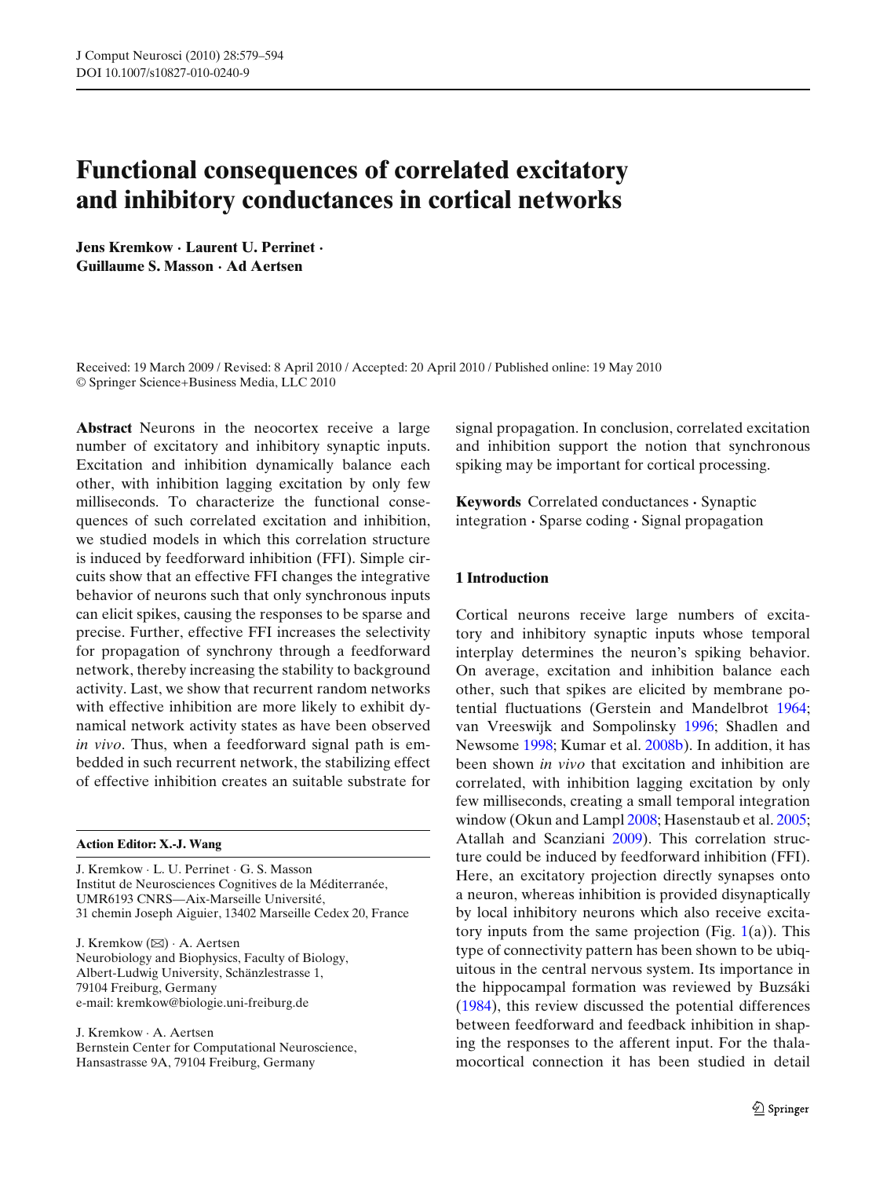# Functional consequences of correlated excitatory and inhibitory conductances in cortical networks

**Jens Kremkow · Laurent U. Perrinet · Guillaume S. Masson · Ad Aertsen**

Received: 19 March 2009 / Revised: 8 April 2010 / Accepted: 20 April 2010 / Published online: 19 May 2010
© Springer Science+Business Media, LLC 2010

**Abstract** Neurons in the neocortex receive a large number of excitatory and inhibitory synaptic inputs. Excitation and inhibition dynamically balance each other, with inhibition lagging excitation by only few milliseconds. To characterize the functional consequences of such correlated excitation and inhibition, we studied models in which this correlation structure is induced by feedforward inhibition (FFI). Simple circuits show that an effective FFI changes the integrative behavior of neurons such that only synchronous inputs can elicit spikes, causing the responses to be sparse and precise. Further, effective FFI increases the selectivity for propagation of synchrony through a feedforward network, thereby increasing the stability to background activity. Last, we show that recurrent random networks with effective inhibition are more likely to exhibit dynamical network activity states as have been observed *in vivo*. Thus, when a feedforward signal path is embedded in such recurrent network, the stabilizing effect of effective inhibition creates an suitable substrate for signal propagation. In conclusion, correlated excitation and inhibition support the notion that synchronous spiking may be important for cortical processing.

**Keywords** Correlated conductances · Synaptic integration · Sparse coding · Signal propagation

**Action Editor: X.-J. Wang**

J. Kremkow · L. U. Perrinet · G. S. Masson
Institut de Neurosciences Cognitives de la Méditerranée, UMR6193 CNRS—Aix-Marseille Université, 31 chemin Joseph Aiguier, 13402 Marseille Cedex 20, France

J. Kremkow (✉) · A. Aertsen
Neurobiology and Biophysics, Faculty of Biology, Albert-Ludwig University, Schänzlestrasse 1, 79104 Freiburg, Germany
e-mail: kremkow@biologie.uni-freiburg.de

J. Kremkow · A. Aertsen
Bernstein Center for Computational Neuroscience, Hansastrasse 9A, 79104 Freiburg, Germany

## 1 Introduction

Cortical neurons receive large numbers of excitatory and inhibitory synaptic inputs whose temporal interplay determines the neuron's spiking behavior. On average, excitation and inhibition balance each other, such that spikes are elicited by membrane potential fluctuations (Gerstein and Mandelbrot 1964; van Vreeswijk and Sompolinsky 1996; Shadlen and Newsome 1998; Kumar et al. 2008b). In addition, it has been shown *in vivo* that excitation and inhibition are correlated, with inhibition lagging excitation by only few milliseconds, creating a small temporal integration window (Okun and Lampl 2008; Hasenstaub et al. 2005; Atallah and Scanziani 2009). This correlation structure could be induced by feedforward inhibition (FFI). Here, an excitatory projection directly synapses onto a neuron, whereas inhibition is provided disynaptically by local inhibitory neurons which also receive excitatory inputs from the same projection (Fig. 1(a)). This type of connectivity pattern has been shown to be ubiquitous in the central nervous system. Its importance in the hippocampal formation was reviewed by Buzsáki (1984), this review discussed the potential differences between feedforward and feedback inhibition in shaping the responses to the afferent input. For the thalamocortical connection it has been studied in detail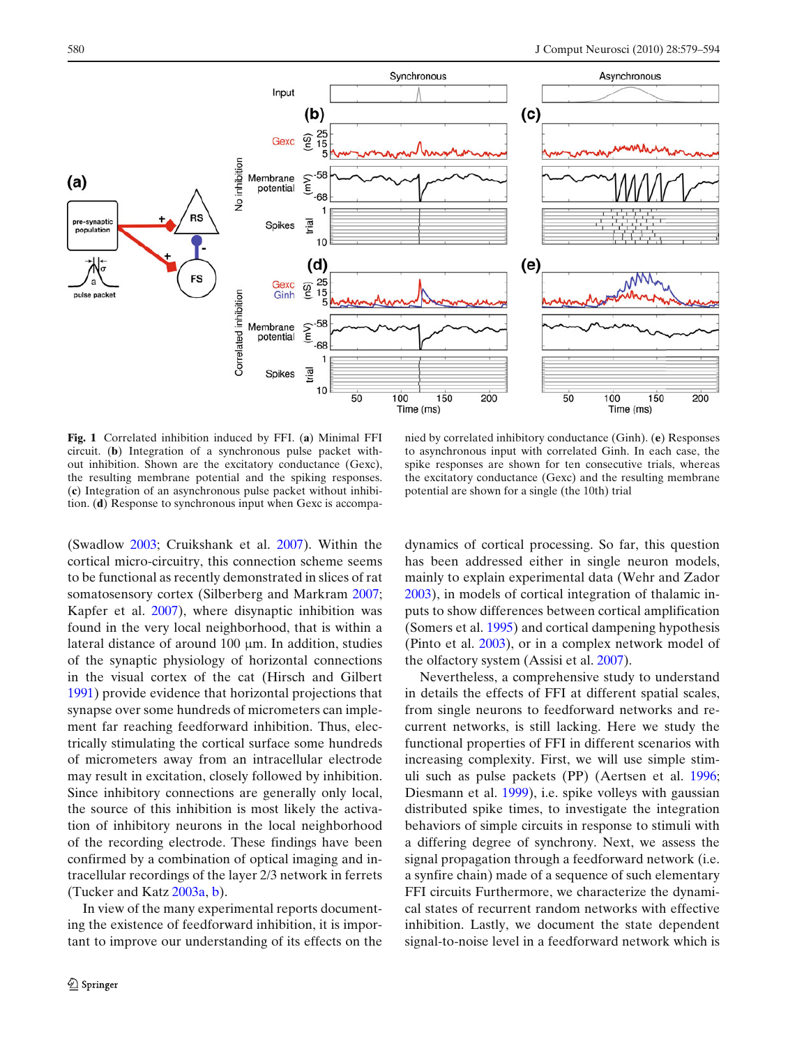**Fig. 1** Correlated inhibition induced by FFI. (**a**) Minimal FFI circuit. (**b**) Integration of a synchronous pulse packet without inhibition. Shown are the excitatory conductance (Gexc), the resulting membrane potential and the spiking responses. (**c**) Integration of an asynchronous pulse packet without inhibition. (**d**) Response to synchronous input when Gexc is accompanied by correlated inhibitory conductance (Ginh). (**e**) Responses to asynchronous input with correlated Ginh. In each case, the spike responses are shown for ten consecutive trials, whereas the excitatory conductance (Gexc) and the resulting membrane potential are shown for a single (the 10th) trial

(Swadlow 2003; Cruikshank et al. 2007). Within the cortical micro-circuitry, this connection scheme seems to be functional as recently demonstrated in slices of rat somatosensory cortex (Silberberg and Markram 2007; Kapfer et al. 2007), where disynaptic inhibition was found in the very local neighborhood, that is within a lateral distance of around 100 μm. In addition, studies of the synaptic physiology of horizontal connections in the visual cortex of the cat (Hirsch and Gilbert 1991) provide evidence that horizontal projections that synapse over some hundreds of micrometers can implement far reaching feedforward inhibition. Thus, electrically stimulating the cortical surface some hundreds of micrometers away from an intracellular electrode may result in excitation, closely followed by inhibition. Since inhibitory connections are generally only local, the source of this inhibition is most likely the activation of inhibitory neurons in the local neighborhood of the recording electrode. These findings have been confirmed by a combination of optical imaging and intracellular recordings of the layer 2/3 network in ferrets (Tucker and Katz 2003a, b).

In view of the many experimental reports documenting the existence of feedforward inhibition, it is important to improve our understanding of its effects on the dynamics of cortical processing. So far, this question has been addressed either in single neuron models, mainly to explain experimental data (Wehr and Zador 2003), in models of cortical integration of thalamic inputs to show differences between cortical amplification (Somers et al. 1995) and cortical dampening hypothesis (Pinto et al. 2003), or in a complex network model of the olfactory system (Assisi et al. 2007).

Nevertheless, a comprehensive study to understand in details the effects of FFI at different spatial scales, from single neurons to feedforward networks and recurrent networks, is still lacking. Here we study the functional properties of FFI in different scenarios with increasing complexity. First, we will use simple stimuli such as pulse packets (PP) (Aertsen et al. 1996; Diesmann et al. 1999), i.e. spike volleys with gaussian distributed spike times, to investigate the integration behaviors of simple circuits in response to stimuli with a differing degree of synchrony. Next, we assess the signal propagation through a feedforward network (i.e. a synfire chain) made of a sequence of such elementary FFI circuits Furthermore, we characterize the dynamical states of recurrent random networks with effective inhibition. Lastly, we document the state dependent signal-to-noise level in a feedforward network which is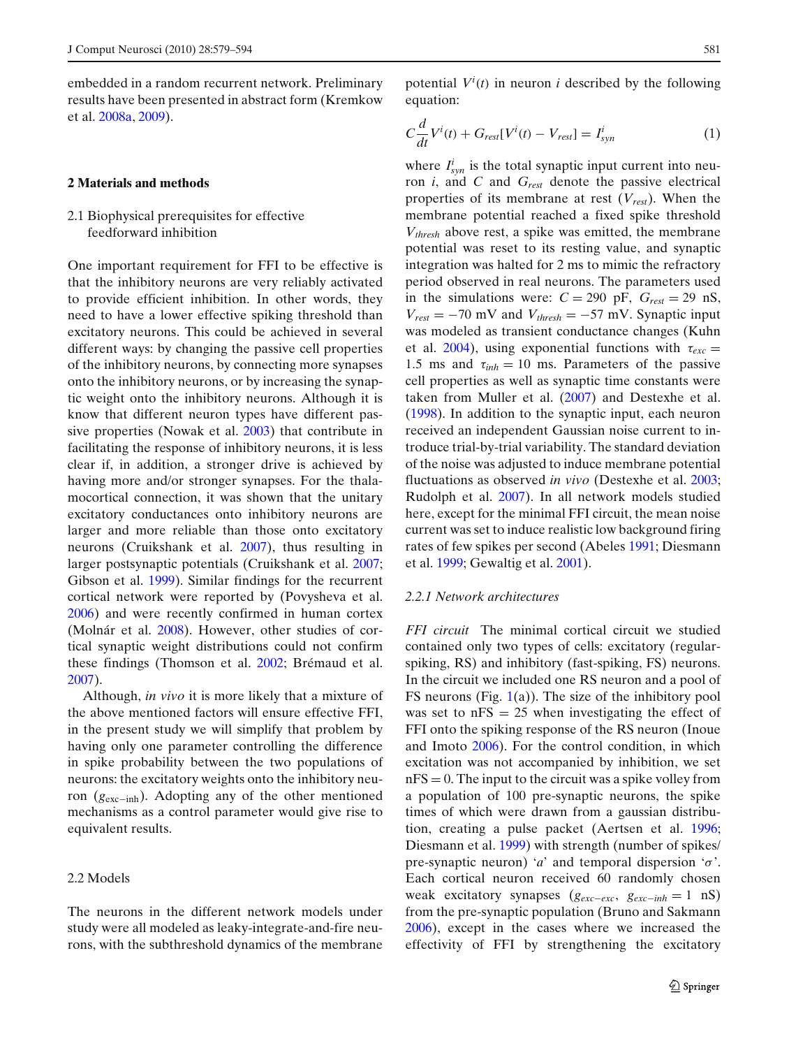embedded in a random recurrent network. Preliminary results have been presented in abstract form (Kremkow et al. 2008a, 2009).

## 2 Materials and methods

### 2.1 Biophysical prerequisites for effective feedforward inhibition

One important requirement for FFI to be effective is that the inhibitory neurons are very reliably activated to provide efficient inhibition. In other words, they need to have a lower effective spiking threshold than excitatory neurons. This could be achieved in several different ways: by changing the passive cell properties of the inhibitory neurons, by connecting more synapses onto the inhibitory neurons, or by increasing the synaptic weight onto the inhibitory neurons. Although it is know that different neuron types have different passive properties (Nowak et al. 2003) that contribute in facilitating the response of inhibitory neurons, it is less clear if, in addition, a stronger drive is achieved by having more and/or stronger synapses. For the thalamocortical connection, it was shown that the unitary excitatory conductances onto inhibitory neurons are larger and more reliable than those onto excitatory neurons (Cruikshank et al. 2007), thus resulting in larger postsynaptic potentials (Cruikshank et al. 2007; Gibson et al. 1999). Similar findings for the recurrent cortical network were reported by (Povysheva et al. 2006) and were recently confirmed in human cortex (Molnár et al. 2008). However, other studies of cortical synaptic weight distributions could not confirm these findings (Thomson et al. 2002; Brémaud et al. 2007).

Although, *in vivo* it is more likely that a mixture of the above mentioned factors will ensure effective FFI, in the present study we will simplify that problem by having only one parameter controlling the difference in spike probability between the two populations of neurons: the excitatory weights onto the inhibitory neuron ($g_{\text{exc-inh}}$). Adopting any of the other mentioned mechanisms as a control parameter would give rise to equivalent results.

### 2.2 Models

The neurons in the different network models under study were all modeled as leaky-integrate-and-fire neurons, with the subthreshold dynamics of the membrane potential $V^i(t)$ in neuron $i$ described by the following equation:

$$C\frac{d}{dt}V^i(t) + G_{rest}[V^i(t) - V_{rest}] = I^i_{syn} \tag{1}$$

where $I^i_{syn}$ is the total synaptic input current into neuron $i$, and $C$ and $G_{rest}$ denote the passive electrical properties of its membrane at rest ($V_{rest}$). When the membrane potential reached a fixed spike threshold $V_{thresh}$ above rest, a spike was emitted, the membrane potential was reset to its resting value, and synaptic integration was halted for 2 ms to mimic the refractory period observed in real neurons. The parameters used in the simulations were: $C = 290$ pF, $G_{rest} = 29$ nS, $V_{rest} = -70$ mV and $V_{thresh} = -57$ mV. Synaptic input was modeled as transient conductance changes (Kuhn et al. 2004), using exponential functions with $\tau_{exc} = 1.5$ ms and $\tau_{inh} = 10$ ms. Parameters of the passive cell properties as well as synaptic time constants were taken from Muller et al. (2007) and Destexhe et al. (1998). In addition to the synaptic input, each neuron received an independent Gaussian noise current to introduce trial-by-trial variability. The standard deviation of the noise was adjusted to induce membrane potential fluctuations as observed *in vivo* (Destexhe et al. 2003; Rudolph et al. 2007). In all network models studied here, except for the minimal FFI circuit, the mean noise current was set to induce realistic low background firing rates of few spikes per second (Abeles 1991; Diesmann et al. 1999; Gewaltig et al. 2001).

#### 2.2.1 Network architectures

*FFI circuit* The minimal cortical circuit we studied contained only two types of cells: excitatory (regular-spiking, RS) and inhibitory (fast-spiking, FS) neurons. In the circuit we included one RS neuron and a pool of FS neurons (Fig. 1(a)). The size of the inhibitory pool was set to nFS = 25 when investigating the effect of FFI onto the spiking response of the RS neuron (Inoue and Imoto 2006). For the control condition, in which excitation was not accompanied by inhibition, we set nFS = 0. The input to the circuit was a spike volley from a population of 100 pre-synaptic neurons, the spike times of which were drawn from a gaussian distribution, creating a pulse packet (Aertsen et al. 1996; Diesmann et al. 1999) with strength (number of spikes/pre-synaptic neuron) '$a$' and temporal dispersion '$\sigma$'. Each cortical neuron received 60 randomly chosen weak excitatory synapses ($g_{exc-exc}$, $g_{exc-inh} = 1$ nS) from the pre-synaptic population (Bruno and Sakmann 2006), except in the cases where we increased the effectivity of FFI by strengthening the excitatory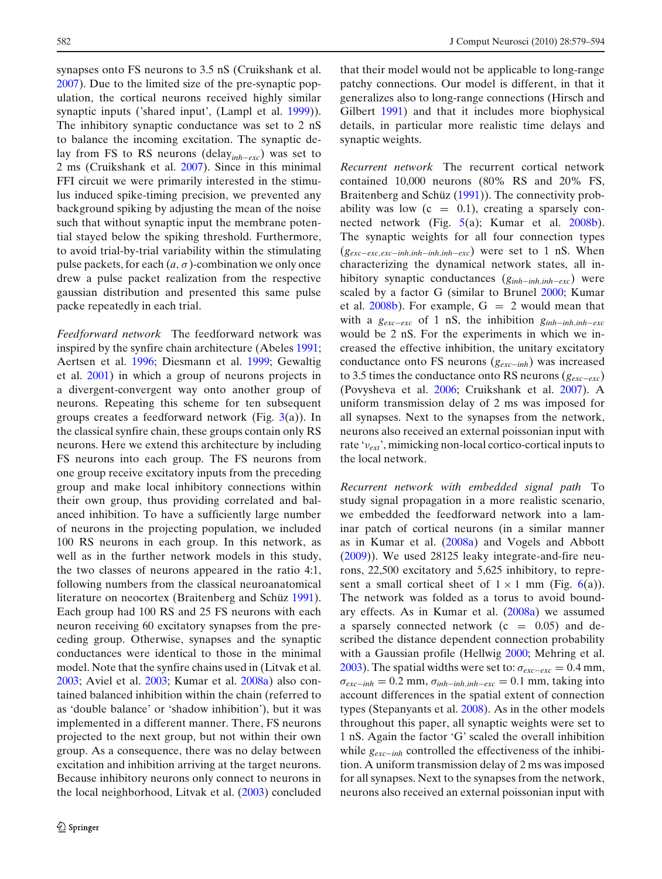synapses onto FS neurons to 3.5 nS (Cruikshank et al. 2007). Due to the limited size of the pre-synaptic population, the cortical neurons received highly similar synaptic inputs ('shared input', (Lampl et al. 1999)). The inhibitory synaptic conductance was set to 2 nS to balance the incoming excitation. The synaptic delay from FS to RS neurons ($delay_{inh-exc}$) was set to 2 ms (Cruikshank et al. 2007). Since in this minimal FFI circuit we were primarily interested in the stimulus induced spike-timing precision, we prevented any background spiking by adjusting the mean of the noise such that without synaptic input the membrane potential stayed below the spiking threshold. Furthermore, to avoid trial-by-trial variability within the stimulating pulse packets, for each $(a, \sigma)$-combination we only once drew a pulse packet realization from the respective gaussian distribution and presented this same pulse packe repeatedly in each trial.

*Feedforward network* The feedforward network was inspired by the synfire chain architecture (Abeles 1991; Aertsen et al. 1996; Diesmann et al. 1999; Gewaltig et al. 2001) in which a group of neurons projects in a divergent-convergent way onto another group of neurons. Repeating this scheme for ten subsequent groups creates a feedforward network (Fig. 3(a)). In the classical synfire chain, these groups contain only RS neurons. Here we extend this architecture by including FS neurons into each group. The FS neurons from one group receive excitatory inputs from the preceding group and make local inhibitory connections within their own group, thus providing correlated and balanced inhibition. To have a sufficiently large number of neurons in the projecting population, we included 100 RS neurons in each group. In this network, as well as in the further network models in this study, the two classes of neurons appeared in the ratio 4:1, following numbers from the classical neuroanatomical literature on neocortex (Braitenberg and Schüz 1991). Each group had 100 RS and 25 FS neurons with each neuron receiving 60 excitatory synapses from the preceding group. Otherwise, synapses and the synaptic conductances were identical to those in the minimal model. Note that the synfire chains used in (Litvak et al. 2003; Aviel et al. 2003; Kumar et al. 2008a) also contained balanced inhibition within the chain (referred to as 'double balance' or 'shadow inhibition'), but it was implemented in a different manner. There, FS neurons projected to the next group, but not within their own group. As a consequence, there was no delay between excitation and inhibition arriving at the target neurons. Because inhibitory neurons only connect to neurons in the local neighborhood, Litvak et al. (2003) concluded that their model would not be applicable to long-range patchy connections. Our model is different, in that it generalizes also to long-range connections (Hirsch and Gilbert 1991) and that it includes more biophysical details, in particular more realistic time delays and synaptic weights.

*Recurrent network* The recurrent cortical network contained 10,000 neurons (80% RS and 20% FS, Braitenberg and Schüz (1991)). The connectivity probability was low ($c = 0.1$), creating a sparsely connected network (Fig. 5(a); Kumar et al. 2008b). The synaptic weights for all four connection types ($g_{exc-exc,exc-inh,inh-inh,inh-exc}$) were set to 1 nS. When characterizing the dynamical network states, all inhibitory synaptic conductances ($g_{inh-inh,inh-exc}$) were scaled by a factor G (similar to Brunel 2000; Kumar et al. 2008b). For example, G = 2 would mean that with a $g_{exc-exc}$ of 1 nS, the inhibition $g_{inh-inh,inh-exc}$ would be 2 nS. For the experiments in which we increased the effective inhibition, the unitary excitatory conductance onto FS neurons ($g_{exc-inh}$) was increased to 3.5 times the conductance onto RS neurons ($g_{exc-exc}$) (Povysheva et al. 2006; Cruikshank et al. 2007). A uniform transmission delay of 2 ms was imposed for all synapses. Next to the synapses from the network, neurons also received an external poissonian input with rate '$\nu_{ext}$', mimicking non-local cortico-cortical inputs to the local network.

*Recurrent network with embedded signal path* To study signal propagation in a more realistic scenario, we embedded the feedforward network into a laminar patch of cortical neurons (in a similar manner as in Kumar et al. (2008a) and Vogels and Abbott (2009)). We used 28125 leaky integrate-and-fire neurons, 22,500 excitatory and 5,625 inhibitory, to represent a small cortical sheet of $1 \times 1$ mm (Fig. 6(a)). The network was folded as a torus to avoid boundary effects. As in Kumar et al. (2008a) we assumed a sparsely connected network ($c = 0.05$) and described the distance dependent connection probability with a Gaussian profile (Hellwig 2000; Mehring et al. 2003). The spatial widths were set to: $\sigma_{exc-exc} = 0.4$ mm, $\sigma_{exc-inh} = 0.2$ mm, $\sigma_{inh-inh,inh-exc} = 0.1$ mm, taking into account differences in the spatial extent of connection types (Stepanyants et al. 2008). As in the other models throughout this paper, all synaptic weights were set to 1 nS. Again the factor 'G' scaled the overall inhibition while $g_{exc-inh}$ controlled the effectiveness of the inhibition. A uniform transmission delay of 2 ms was imposed for all synapses. Next to the synapses from the network, neurons also received an external poissonian input with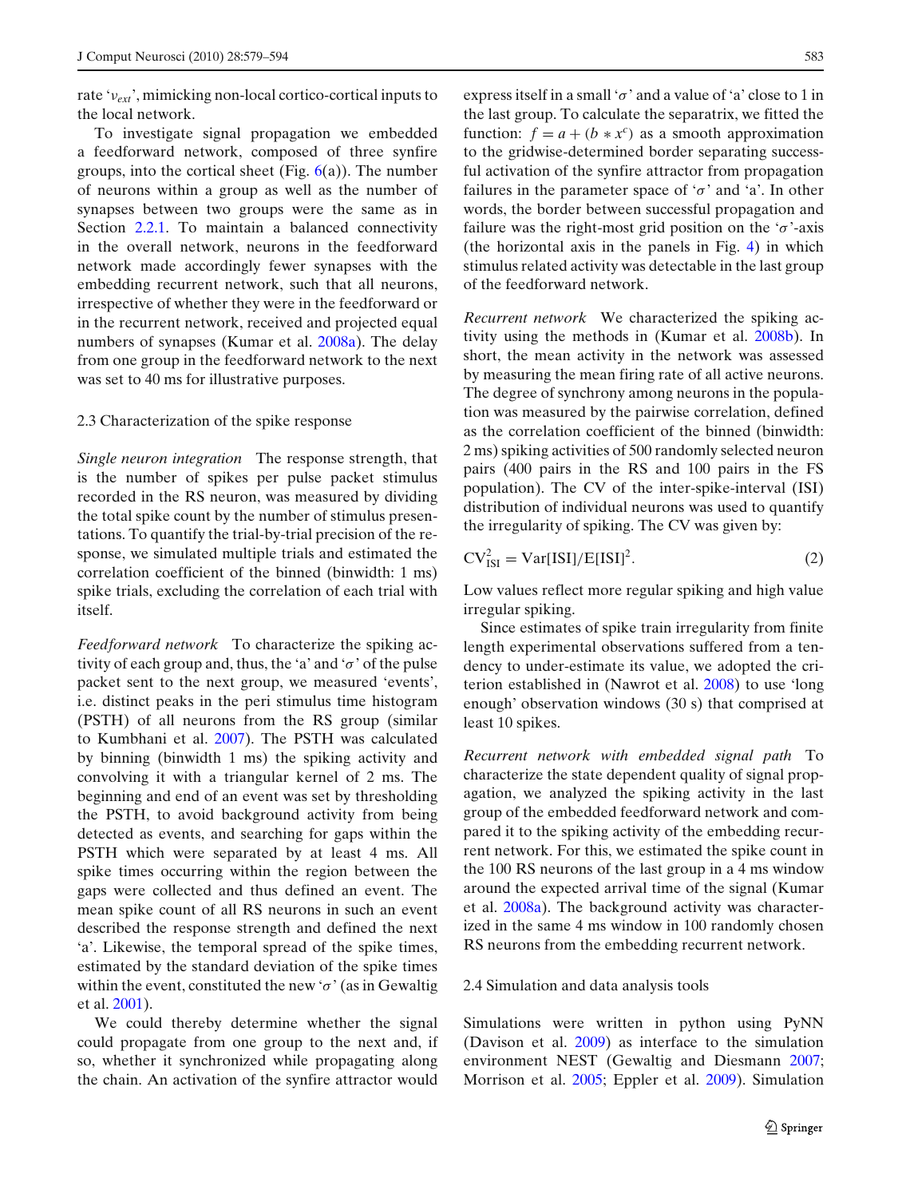rate '$\nu_{ext}$', mimicking non-local cortico-cortical inputs to the local network.

To investigate signal propagation we embedded a feedforward network, composed of three synfire groups, into the cortical sheet (Fig. 6(a)). The number of neurons within a group as well as the number of synapses between two groups were the same as in Section 2.2.1. To maintain a balanced connectivity in the overall network, neurons in the feedforward network made accordingly fewer synapses with the embedding recurrent network, such that all neurons, irrespective of whether they were in the feedforward or in the recurrent network, received and projected equal numbers of synapses (Kumar et al. 2008a). The delay from one group in the feedforward network to the next was set to 40 ms for illustrative purposes.

### 2.3 Characterization of the spike response

*Single neuron integration* The response strength, that is the number of spikes per pulse packet stimulus recorded in the RS neuron, was measured by dividing the total spike count by the number of stimulus presentations. To quantify the trial-by-trial precision of the response, we simulated multiple trials and estimated the correlation coefficient of the binned (binwidth: 1 ms) spike trials, excluding the correlation of each trial with itself.

*Feedforward network* To characterize the spiking activity of each group and, thus, the 'a' and '$\sigma$' of the pulse packet sent to the next group, we measured 'events', i.e. distinct peaks in the peri stimulus time histogram (PSTH) of all neurons from the RS group (similar to Kumbhani et al. 2007). The PSTH was calculated by binning (binwidth 1 ms) the spiking activity and convolving it with a triangular kernel of 2 ms. The beginning and end of an event was set by thresholding the PSTH, to avoid background activity from being detected as events, and searching for gaps within the PSTH which were separated by at least 4 ms. All spike times occurring within the region between the gaps were collected and thus defined an event. The mean spike count of all RS neurons in such an event described the response strength and defined the next 'a'. Likewise, the temporal spread of the spike times, estimated by the standard deviation of the spike times within the event, constituted the new '$\sigma$' (as in Gewaltig et al. 2001).

We could thereby determine whether the signal could propagate from one group to the next and, if so, whether it synchronized while propagating along the chain. An activation of the synfire attractor would express itself in a small '$\sigma$' and a value of 'a' close to 1 in the last group. To calculate the separatrix, we fitted the function: $f = a + (b * x^c)$ as a smooth approximation to the gridwise-determined border separating successful activation of the synfire attractor from propagation failures in the parameter space of '$\sigma$' and 'a'. In other words, the border between successful propagation and failure was the right-most grid position on the '$\sigma$'-axis (the horizontal axis in the panels in Fig. 4) in which stimulus related activity was detectable in the last group of the feedforward network.

*Recurrent network* We characterized the spiking activity using the methods in (Kumar et al. 2008b). In short, the mean activity in the network was assessed by measuring the mean firing rate of all active neurons. The degree of synchrony among neurons in the population was measured by the pairwise correlation, defined as the correlation coefficient of the binned (binwidth: 2 ms) spiking activities of 500 randomly selected neuron pairs (400 pairs in the RS and 100 pairs in the FS population). The CV of the inter-spike-interval (ISI) distribution of individual neurons was used to quantify the irregularity of spiking. The CV was given by:

$$\mathrm{CV}_{\mathrm{ISI}}^2 = \mathrm{Var}[\mathrm{ISI}]/\mathrm{E}[\mathrm{ISI}]^2. \qquad (2)$$

Low values reflect more regular spiking and high value irregular spiking.

Since estimates of spike train irregularity from finite length experimental observations suffered from a tendency to under-estimate its value, we adopted the criterion established in (Nawrot et al. 2008) to use 'long enough' observation windows (30 s) that comprised at least 10 spikes.

*Recurrent network with embedded signal path* To characterize the state dependent quality of signal propagation, we analyzed the spiking activity in the last group of the embedded feedforward network and compared it to the spiking activity of the embedding recurrent network. For this, we estimated the spike count in the 100 RS neurons of the last group in a 4 ms window around the expected arrival time of the signal (Kumar et al. 2008a). The background activity was characterized in the same 4 ms window in 100 randomly chosen RS neurons from the embedding recurrent network.

### 2.4 Simulation and data analysis tools

Simulations were written in python using PyNN (Davison et al. 2009) as interface to the simulation environment NEST (Gewaltig and Diesmann 2007; Morrison et al. 2005; Eppler et al. 2009). Simulation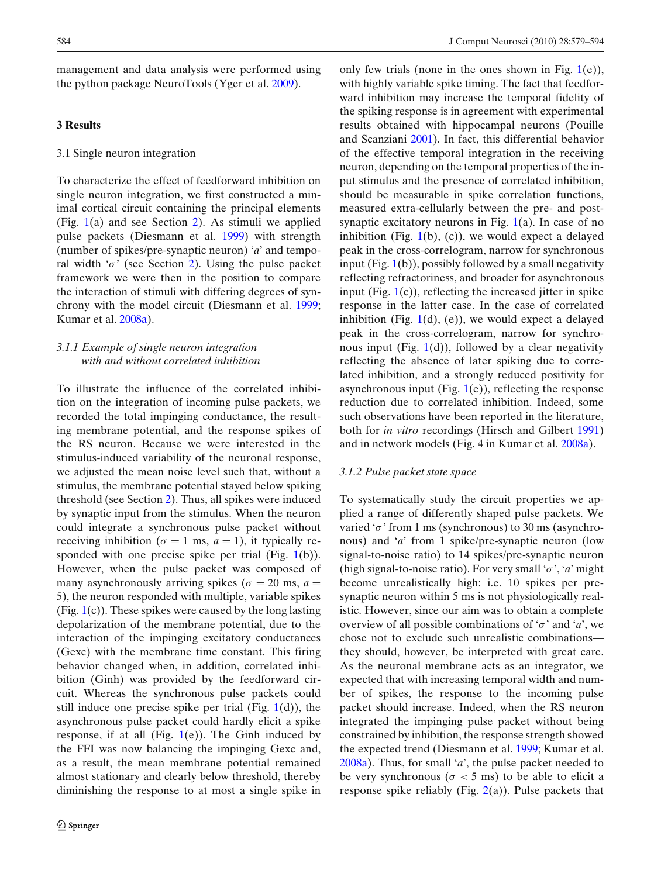management and data analysis were performed using the python package NeuroTools (Yger et al. 2009).

## 3 Results

### 3.1 Single neuron integration

To characterize the effect of feedforward inhibition on single neuron integration, we first constructed a minimal cortical circuit containing the principal elements (Fig. 1(a) and see Section 2). As stimuli we applied pulse packets (Diesmann et al. 1999) with strength (number of spikes/pre-synaptic neuron) '$a$' and temporal width '$\sigma$' (see Section 2). Using the pulse packet framework we were then in the position to compare the interaction of stimuli with differing degrees of synchrony with the model circuit (Diesmann et al. 1999; Kumar et al. 2008a).

#### *3.1.1 Example of single neuron integration with and without correlated inhibition*

To illustrate the influence of the correlated inhibition on the integration of incoming pulse packets, we recorded the total impinging conductance, the resulting membrane potential, and the response spikes of the RS neuron. Because we were interested in the stimulus-induced variability of the neuronal response, we adjusted the mean noise level such that, without a stimulus, the membrane potential stayed below spiking threshold (see Section 2). Thus, all spikes were induced by synaptic input from the stimulus. When the neuron could integrate a synchronous pulse packet without receiving inhibition ($\sigma = 1$ ms, $a = 1$), it typically responded with one precise spike per trial (Fig. 1(b)). However, when the pulse packet was composed of many asynchronously arriving spikes ($\sigma = 20$ ms, $a = 5$), the neuron responded with multiple, variable spikes (Fig. 1(c)). These spikes were caused by the long lasting depolarization of the membrane potential, due to the interaction of the impinging excitatory conductances (Gexc) with the membrane time constant. This firing behavior changed when, in addition, correlated inhibition (Ginh) was provided by the feedforward circuit. Whereas the synchronous pulse packets could still induce one precise spike per trial (Fig. 1(d)), the asynchronous pulse packet could hardly elicit a spike response, if at all (Fig. 1(e)). The Ginh induced by the FFI was now balancing the impinging Gexc and, as a result, the mean membrane potential remained almost stationary and clearly below threshold, thereby diminishing the response to at most a single spike in only few trials (none in the ones shown in Fig. 1(e)), with highly variable spike timing. The fact that feedforward inhibition may increase the temporal fidelity of the spiking response is in agreement with experimental results obtained with hippocampal neurons (Pouille and Scanziani 2001). In fact, this differential behavior of the effective temporal integration in the receiving neuron, depending on the temporal properties of the input stimulus and the presence of correlated inhibition, should be measurable in spike correlation functions, measured extra-cellularly between the pre- and postsynaptic excitatory neurons in Fig. 1(a). In case of no inhibition (Fig. 1(b), (c)), we would expect a delayed peak in the cross-correlogram, narrow for synchronous input (Fig. 1(b)), possibly followed by a small negativity reflecting refractoriness, and broader for asynchronous input (Fig. 1(c)), reflecting the increased jitter in spike response in the latter case. In the case of correlated inhibition (Fig. 1(d), (e)), we would expect a delayed peak in the cross-correlogram, narrow for synchronous input (Fig. 1(d)), followed by a clear negativity reflecting the absence of later spiking due to correlated inhibition, and a strongly reduced positivity for asynchronous input (Fig. 1(e)), reflecting the response reduction due to correlated inhibition. Indeed, some such observations have been reported in the literature, both for *in vitro* recordings (Hirsch and Gilbert 1991) and in network models (Fig. 4 in Kumar et al. 2008a).

#### *3.1.2 Pulse packet state space*

To systematically study the circuit properties we applied a range of differently shaped pulse packets. We varied '$\sigma$' from 1 ms (synchronous) to 30 ms (asynchronous) and '$a$' from 1 spike/pre-synaptic neuron (low signal-to-noise ratio) to 14 spikes/pre-synaptic neuron (high signal-to-noise ratio). For very small '$\sigma$', '$a$' might become unrealistically high: i.e. 10 spikes per pre-synaptic neuron within 5 ms is not physiologically realistic. However, since our aim was to obtain a complete overview of all possible combinations of '$\sigma$' and '$a$', we chose not to exclude such unrealistic combinations—they should, however, be interpreted with great care. As the neuronal membrane acts as an integrator, we expected that with increasing temporal width and number of spikes, the response to the incoming pulse packet should increase. Indeed, when the RS neuron integrated the impinging pulse packet without being constrained by inhibition, the response strength showed the expected trend (Diesmann et al. 1999; Kumar et al. 2008a). Thus, for small '$a$', the pulse packet needed to be very synchronous ($\sigma < 5$ ms) to be able to elicit a response spike reliably (Fig. 2(a)). Pulse packets that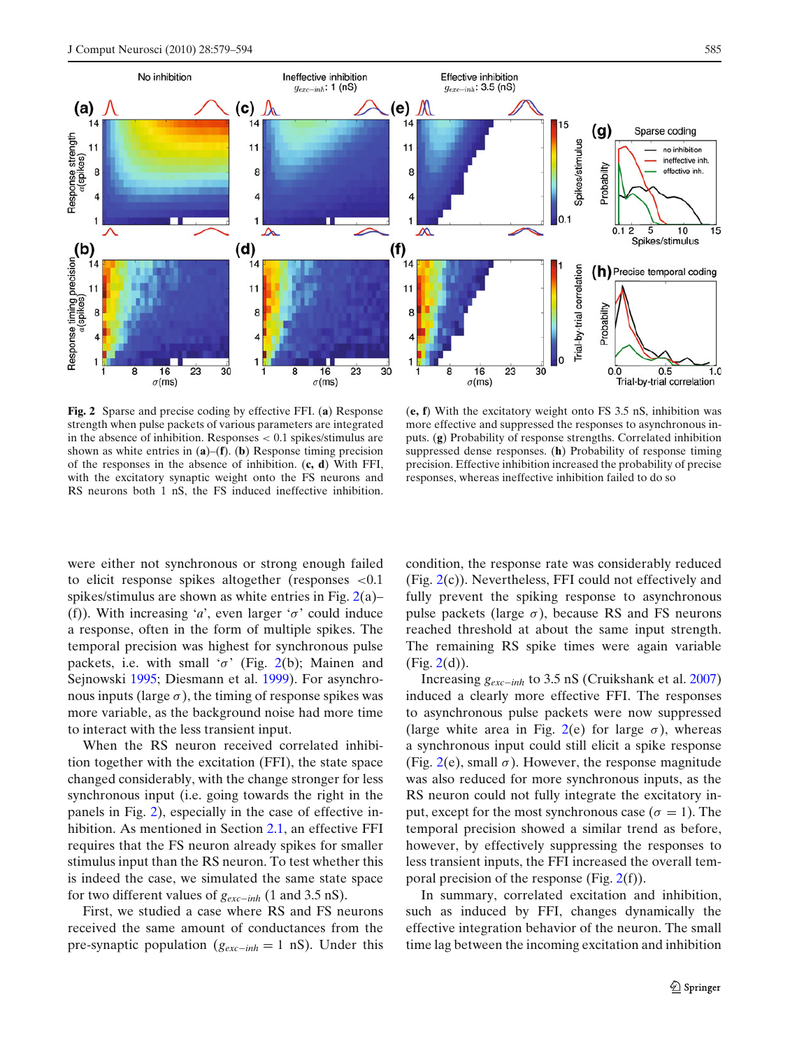**Fig. 2** Sparse and precise coding by effective FFI. (**a**) Response strength when pulse packets of various parameters are integrated in the absence of inhibition. Responses < 0.1 spikes/stimulus are shown as white entries in (**a**)–(**f**). (**b**) Response timing precision of the responses in the absence of inhibition. (**c, d**) With FFI, with the excitatory synaptic weight onto the FS neurons and RS neurons both 1 nS, the FS induced ineffective inhibition. (**e, f**) With the excitatory weight onto FS 3.5 nS, inhibition was more effective and suppressed the responses to asynchronous inputs. (**g**) Probability of response strengths. Correlated inhibition suppressed dense responses. (**h**) Probability of response timing precision. Effective inhibition increased the probability of precise responses, whereas ineffective inhibition failed to do so

were either not synchronous or strong enough failed to elicit response spikes altogether (responses <0.1 spikes/stimulus are shown as white entries in Fig. 2(a)–(f)). With increasing '$a$', even larger '$\sigma$' could induce a response, often in the form of multiple spikes. The temporal precision was highest for synchronous pulse packets, i.e. with small '$\sigma$' (Fig. 2(b); Mainen and Sejnowski 1995; Diesmann et al. 1999). For asynchronous inputs (large $\sigma$), the timing of response spikes was more variable, as the background noise had more time to interact with the less transient input.

When the RS neuron received correlated inhibition together with the excitation (FFI), the state space changed considerably, with the change stronger for less synchronous input (i.e. going towards the right in the panels in Fig. 2), especially in the case of effective inhibition. As mentioned in Section 2.1, an effective FFI requires that the FS neuron already spikes for smaller stimulus input than the RS neuron. To test whether this is indeed the case, we simulated the same state space for two different values of $g_{exc-inh}$ (1 and 3.5 nS).

First, we studied a case where RS and FS neurons received the same amount of conductances from the pre-synaptic population ($g_{exc-inh} = 1$ nS). Under this condition, the response rate was considerably reduced (Fig. 2(c)). Nevertheless, FFI could not effectively and fully prevent the spiking response to asynchronous pulse packets (large $\sigma$), because RS and FS neurons reached threshold at about the same input strength. The remaining RS spike times were again variable (Fig. 2(d)).

Increasing $g_{exc-inh}$ to 3.5 nS (Cruikshank et al. 2007) induced a clearly more effective FFI. The responses to asynchronous pulse packets were now suppressed (large white area in Fig. 2(e) for large $\sigma$), whereas a synchronous input could still elicit a spike response (Fig. 2(e), small $\sigma$). However, the response magnitude was also reduced for more synchronous inputs, as the RS neuron could not fully integrate the excitatory input, except for the most synchronous case ($\sigma = 1$). The temporal precision showed a similar trend as before, however, by effectively suppressing the responses to less transient inputs, the FFI increased the overall temporal precision of the response (Fig. 2(f)).

In summary, correlated excitation and inhibition, such as induced by FFI, changes dynamically the effective integration behavior of the neuron. The small time lag between the incoming excitation and inhibition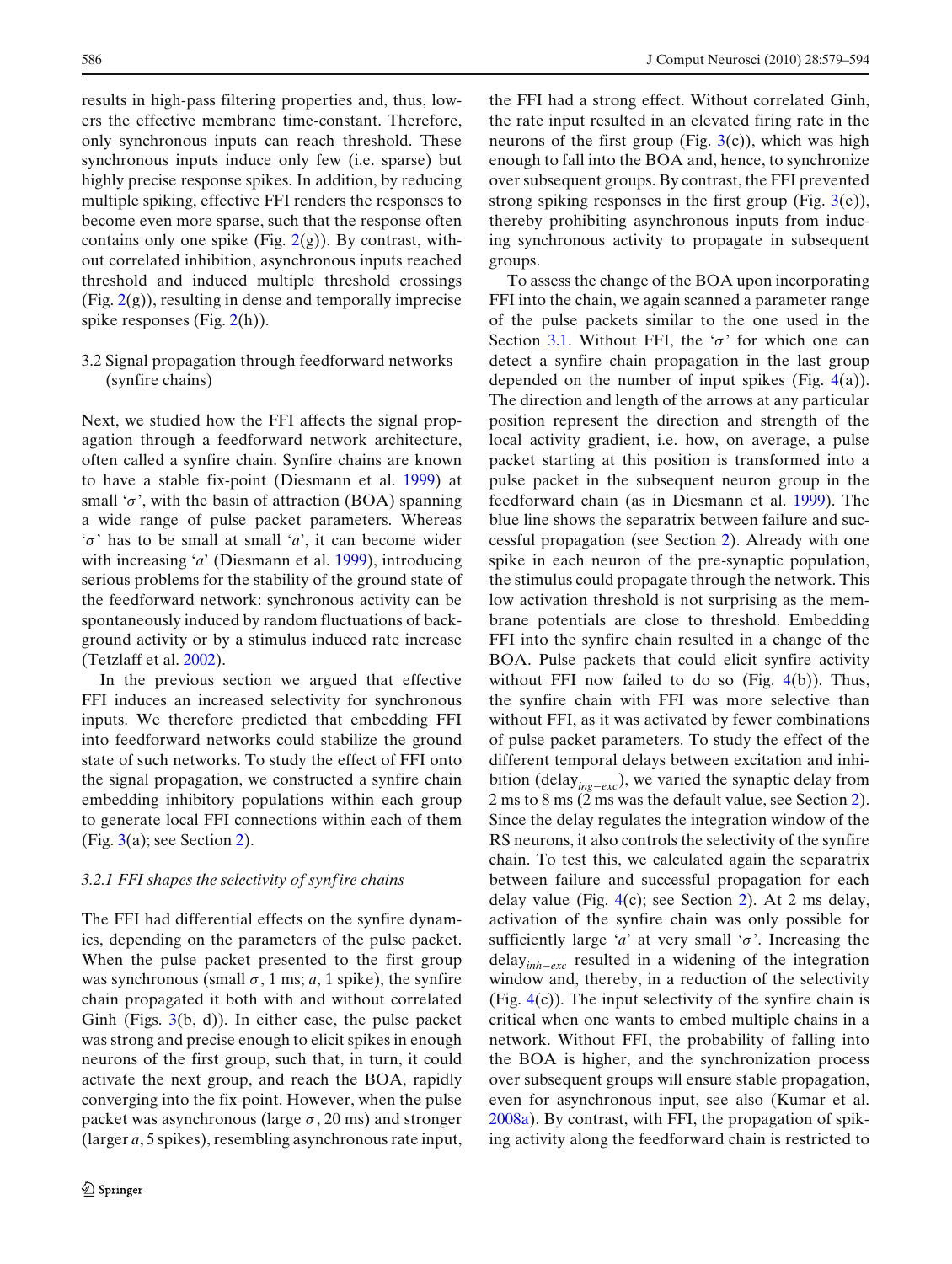results in high-pass filtering properties and, thus, lowers the effective membrane time-constant. Therefore, only synchronous inputs can reach threshold. These synchronous inputs induce only few (i.e. sparse) but highly precise response spikes. In addition, by reducing multiple spiking, effective FFI renders the responses to become even more sparse, such that the response often contains only one spike (Fig. 2(g)). By contrast, without correlated inhibition, asynchronous inputs reached threshold and induced multiple threshold crossings (Fig. 2(g)), resulting in dense and temporally imprecise spike responses (Fig. 2(h)).

## 3.2 Signal propagation through feedforward networks (synfire chains)

Next, we studied how the FFI affects the signal propagation through a feedforward network architecture, often called a synfire chain. Synfire chains are known to have a stable fix-point (Diesmann et al. 1999) at small '$\sigma$', with the basin of attraction (BOA) spanning a wide range of pulse packet parameters. Whereas '$\sigma$' has to be small at small '$a$', it can become wider with increasing '$a$' (Diesmann et al. 1999), introducing serious problems for the stability of the ground state of the feedforward network: synchronous activity can be spontaneously induced by random fluctuations of background activity or by a stimulus induced rate increase (Tetzlaff et al. 2002).

In the previous section we argued that effective FFI induces an increased selectivity for synchronous inputs. We therefore predicted that embedding FFI into feedforward networks could stabilize the ground state of such networks. To study the effect of FFI onto the signal propagation, we constructed a synfire chain embedding inhibitory populations within each group to generate local FFI connections within each of them (Fig. 3(a); see Section 2).

### 3.2.1 FFI shapes the selectivity of synfire chains

The FFI had differential effects on the synfire dynamics, depending on the parameters of the pulse packet. When the pulse packet presented to the first group was synchronous (small $\sigma$, 1 ms; $a$, 1 spike), the synfire chain propagated it both with and without correlated Ginh (Figs. 3(b, d)). In either case, the pulse packet was strong and precise enough to elicit spikes in enough neurons of the first group, such that, in turn, it could activate the next group, and reach the BOA, rapidly converging into the fix-point. However, when the pulse packet was asynchronous (large $\sigma$, 20 ms) and stronger (larger $a$, 5 spikes), resembling asynchronous rate input, the FFI had a strong effect. Without correlated Ginh, the rate input resulted in an elevated firing rate in the neurons of the first group (Fig. 3(c)), which was high enough to fall into the BOA and, hence, to synchronize over subsequent groups. By contrast, the FFI prevented strong spiking responses in the first group (Fig. 3(e)), thereby prohibiting asynchronous inputs from inducing synchronous activity to propagate in subsequent groups.

To assess the change of the BOA upon incorporating FFI into the chain, we again scanned a parameter range of the pulse packets similar to the one used in the Section 3.1. Without FFI, the '$\sigma$' for which one can detect a synfire chain propagation in the last group depended on the number of input spikes (Fig. 4(a)). The direction and length of the arrows at any particular position represent the direction and strength of the local activity gradient, i.e. how, on average, a pulse packet starting at this position is transformed into a pulse packet in the subsequent neuron group in the feedforward chain (as in Diesmann et al. 1999). The blue line shows the separatrix between failure and successful propagation (see Section 2). Already with one spike in each neuron of the pre-synaptic population, the stimulus could propagate through the network. This low activation threshold is not surprising as the membrane potentials are close to threshold. Embedding FFI into the synfire chain resulted in a change of the BOA. Pulse packets that could elicit synfire activity without FFI now failed to do so (Fig. 4(b)). Thus, the synfire chain with FFI was more selective than without FFI, as it was activated by fewer combinations of pulse packet parameters. To study the effect of the different temporal delays between excitation and inhibition (delay$_{ing-exc}$), we varied the synaptic delay from 2 ms to 8 ms (2 ms was the default value, see Section 2). Since the delay regulates the integration window of the RS neurons, it also controls the selectivity of the synfire chain. To test this, we calculated again the separatrix between failure and successful propagation for each delay value (Fig. 4(c); see Section 2). At 2 ms delay, activation of the synfire chain was only possible for sufficiently large '$a$' at very small '$\sigma$'. Increasing the delay$_{inh-exc}$ resulted in a widening of the integration window and, thereby, in a reduction of the selectivity (Fig. 4(c)). The input selectivity of the synfire chain is critical when one wants to embed multiple chains in a network. Without FFI, the probability of falling into the BOA is higher, and the synchronization process over subsequent groups will ensure stable propagation, even for asynchronous input, see also (Kumar et al. 2008a). By contrast, with FFI, the propagation of spiking activity along the feedforward chain is restricted to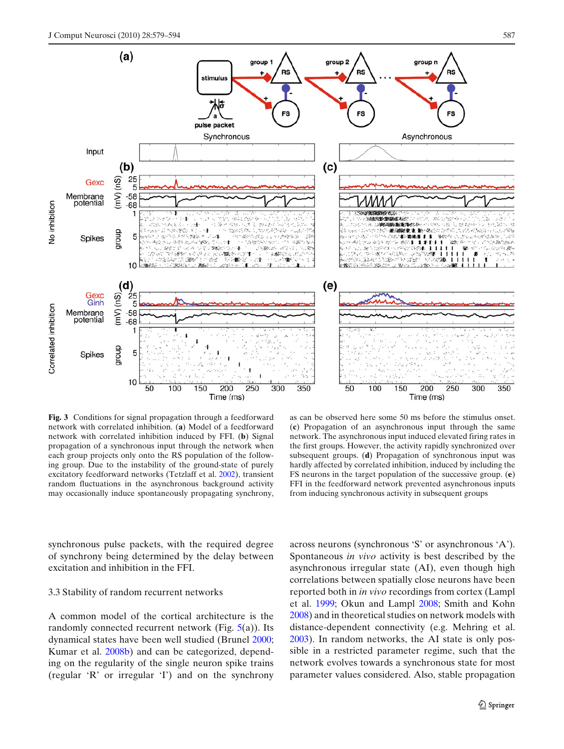**Fig. 3** Conditions for signal propagation through a feedforward network with correlated inhibition. (**a**) Model of a feedforward network with correlated inhibition induced by FFI. (**b**) Signal propagation of a synchronous input through the network when each group projects only onto the RS population of the following group. Due to the instability of the ground-state of purely excitatory feedforward networks (Tetzlaff et al. 2002), transient random fluctuations in the asynchronous background activity may occasionally induce spontaneously propagating synchrony, as can be observed here some 50 ms before the stimulus onset. (**c**) Propagation of an asynchronous input through the same network. The asynchronous input induced elevated firing rates in the first groups. However, the activity rapidly synchronized over subsequent groups. (**d**) Propagation of synchronous input was hardly affected by correlated inhibition, induced by including the FS neurons in the target population of the successive group. (**e**) FFI in the feedforward network prevented asynchronous inputs from inducing synchronous activity in subsequent groups

synchronous pulse packets, with the required degree of synchrony being determined by the delay between excitation and inhibition in the FFI.

### 3.3 Stability of random recurrent networks

A common model of the cortical architecture is the randomly connected recurrent network (Fig. 5(a)). Its dynamical states have been well studied (Brunel 2000; Kumar et al. 2008b) and can be categorized, depending on the regularity of the single neuron spike trains (regular 'R' or irregular 'I') and on the synchrony across neurons (synchronous 'S' or asynchronous 'A'). Spontaneous *in vivo* activity is best described by the asynchronous irregular state (AI), even though high correlations between spatially close neurons have been reported both in *in vivo* recordings from cortex (Lampl et al. 1999; Okun and Lampl 2008; Smith and Kohn 2008) and in theoretical studies on network models with distance-dependent connectivity (e.g. Mehring et al. 2003). In random networks, the AI state is only possible in a restricted parameter regime, such that the network evolves towards a synchronous state for most parameter values considered. Also, stable propagation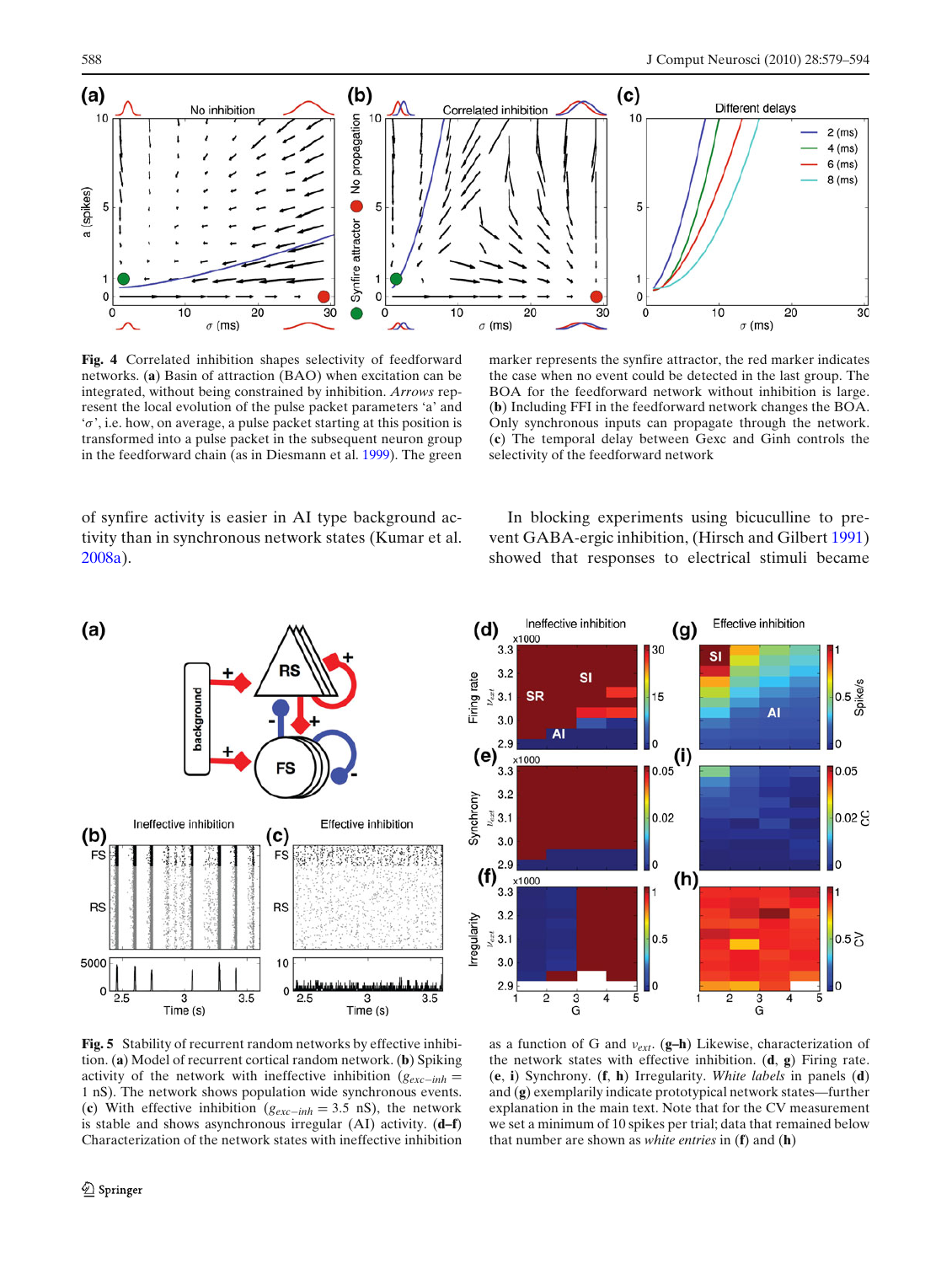**Fig. 4** Correlated inhibition shapes selectivity of feedforward networks. (**a**) Basin of attraction (BAO) when excitation can be integrated, without being constrained by inhibition. *Arrows* represent the local evolution of the pulse packet parameters 'a' and '$\sigma$', i.e. how, on average, a pulse packet starting at this position is transformed into a pulse packet in the subsequent neuron group in the feedforward chain (as in Diesmann et al. 1999). The green marker represents the synfire attractor, the red marker indicates the case when no event could be detected in the last group. The BOA for the feedforward network without inhibition is large. (**b**) Including FFI in the feedforward network changes the BOA. Only synchronous inputs can propagate through the network. (**c**) The temporal delay between Gexc and Ginh controls the selectivity of the feedforward network

of synfire activity is easier in AI type background activity than in synchronous network states (Kumar et al. 2008a).

In blocking experiments using bicuculline to prevent GABA-ergic inhibition, (Hirsch and Gilbert 1991) showed that responses to electrical stimuli became

**Fig. 5** Stability of recurrent random networks by effective inhibition. (**a**) Model of recurrent cortical random network. (**b**) Spiking activity of the network with ineffective inhibition ($g_{exc-inh}$ = 1 nS). The network shows population wide synchronous events. (**c**) With effective inhibition ($g_{exc-inh}$ = 3.5 nS), the network is stable and shows asynchronous irregular (AI) activity. (**d–f**) Characterization of the network states with ineffective inhibition as a function of G and $\nu_{ext}$. (**g–h**) Likewise, characterization of the network states with effective inhibition. (**d**, **g**) Firing rate. (**e**, **i**) Synchrony. (**f**, **h**) Irregularity. *White labels* in panels (**d**) and (**g**) exemplarily indicate prototypical network states—further explanation in the main text. Note that for the CV measurement we set a minimum of 10 spikes per trial; data that remained below that number are shown as *white entries* in (**f**) and (**h**)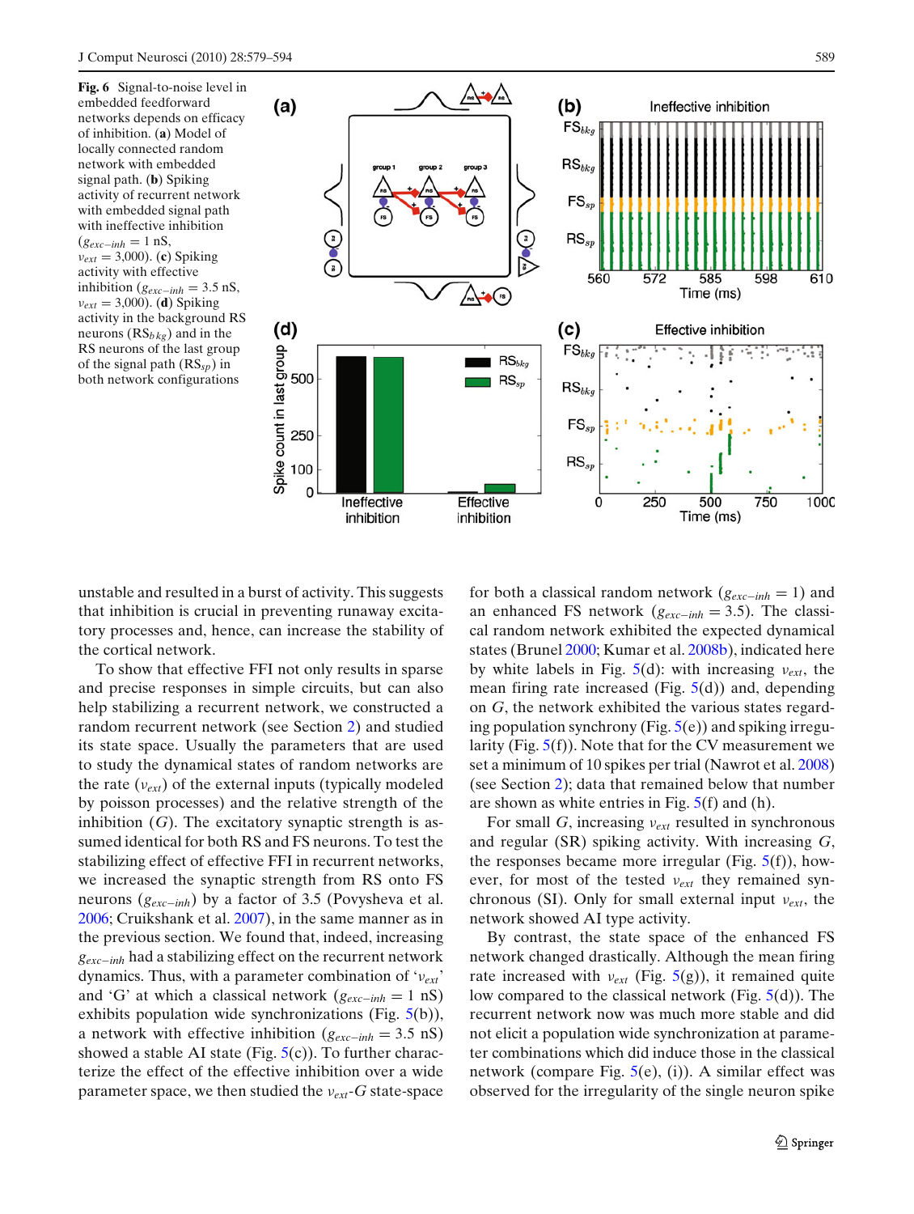**Fig. 6** Signal-to-noise level in embedded feedforward networks depends on efficacy of inhibition. (**a**) Model of locally connected random network with embedded signal path. (**b**) Spiking activity of recurrent network with embedded signal path with ineffective inhibition ($g_{exc-inh} = 1$ nS, $\nu_{ext} = 3{,}000$). (**c**) Spiking activity with effective inhibition ($g_{exc-inh} = 3.5$ nS, $\nu_{ext} = 3{,}000$). (**d**) Spiking activity in the background RS neurons ($RS_{bkg}$) and in the RS neurons of the last group of the signal path ($RS_{sp}$) in both network configurations

unstable and resulted in a burst of activity. This suggests that inhibition is crucial in preventing runaway excitatory processes and, hence, can increase the stability of the cortical network.

To show that effective FFI not only results in sparse and precise responses in simple circuits, but can also help stabilizing a recurrent network, we constructed a random recurrent network (see Section 2) and studied its state space. Usually the parameters that are used to study the dynamical states of random networks are the rate ($\nu_{ext}$) of the external inputs (typically modeled by poisson processes) and the relative strength of the inhibition ($G$). The excitatory synaptic strength is assumed identical for both RS and FS neurons. To test the stabilizing effect of effective FFI in recurrent networks, we increased the synaptic strength from RS onto FS neurons ($g_{exc-inh}$) by a factor of 3.5 (Povysheva et al. 2006; Cruikshank et al. 2007), in the same manner as in the previous section. We found that, indeed, increasing $g_{exc-inh}$ had a stabilizing effect on the recurrent network dynamics. Thus, with a parameter combination of '$\nu_{ext}$' and 'G' at which a classical network ($g_{exc-inh} = 1$ nS) exhibits population wide synchronizations (Fig. 5(b)), a network with effective inhibition ($g_{exc-inh} = 3.5$ nS) showed a stable AI state (Fig. 5(c)). To further characterize the effect of the effective inhibition over a wide parameter space, we then studied the $\nu_{ext}$-$G$ state-space for both a classical random network ($g_{exc-inh} = 1$) and an enhanced FS network ($g_{exc-inh} = 3.5$). The classical random network exhibited the expected dynamical states (Brunel 2000; Kumar et al. 2008b), indicated here by white labels in Fig. 5(d): with increasing $\nu_{ext}$, the mean firing rate increased (Fig. 5(d)) and, depending on $G$, the network exhibited the various states regarding population synchrony (Fig. 5(e)) and spiking irregularity (Fig. 5(f)). Note that for the CV measurement we set a minimum of 10 spikes per trial (Nawrot et al. 2008) (see Section 2); data that remained below that number are shown as white entries in Fig. 5(f) and (h).

For small $G$, increasing $\nu_{ext}$ resulted in synchronous and regular (SR) spiking activity. With increasing $G$, the responses became more irregular (Fig. 5(f)), however, for most of the tested $\nu_{ext}$ they remained synchronous (SI). Only for small external input $\nu_{ext}$, the network showed AI type activity.

By contrast, the state space of the enhanced FS network changed drastically. Although the mean firing rate increased with $\nu_{ext}$ (Fig. 5(g)), it remained quite low compared to the classical network (Fig. 5(d)). The recurrent network now was much more stable and did not elicit a population wide synchronization at parameter combinations which did induce those in the classical network (compare Fig. 5(e), (i)). A similar effect was observed for the irregularity of the single neuron spike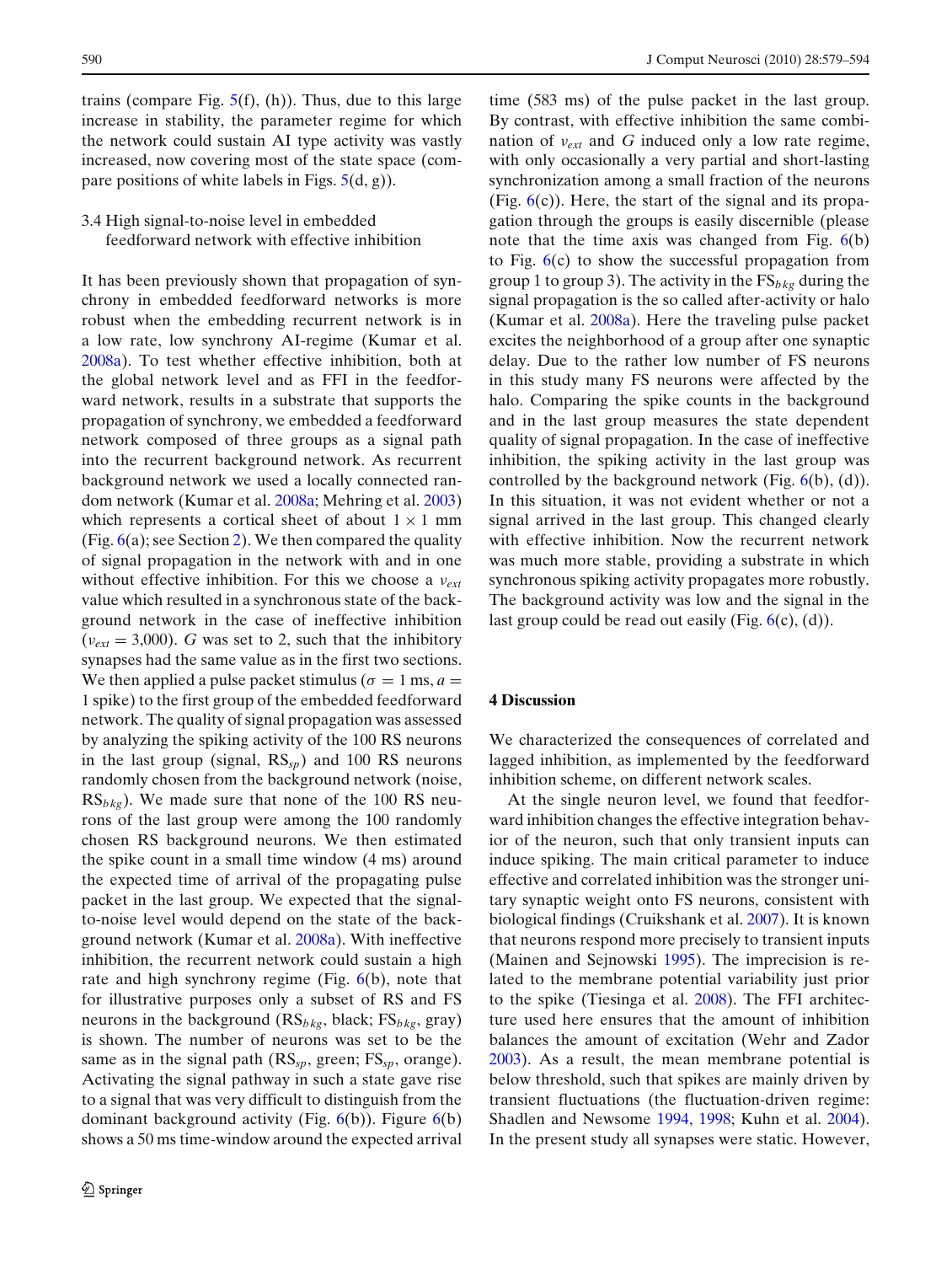trains (compare Fig. 5(f), (h)). Thus, due to this large increase in stability, the parameter regime for which the network could sustain AI type activity was vastly increased, now covering most of the state space (compare positions of white labels in Figs. 5(d, g)).

### 3.4 High signal-to-noise level in embedded feedforward network with effective inhibition

It has been previously shown that propagation of synchrony in embedded feedforward networks is more robust when the embedding recurrent network is in a low rate, low synchrony AI-regime (Kumar et al. 2008a). To test whether effective inhibition, both at the global network level and as FFI in the feedforward network, results in a substrate that supports the propagation of synchrony, we embedded a feedforward network composed of three groups as a signal path into the recurrent background network. As recurrent background network we used a locally connected random network (Kumar et al. 2008a; Mehring et al. 2003) which represents a cortical sheet of about 1 × 1 mm (Fig. 6(a); see Section 2). We then compared the quality of signal propagation in the network with and in one without effective inhibition. For this we choose a $\nu_{ext}$ value which resulted in a synchronous state of the background network in the case of ineffective inhibition ($\nu_{ext} = 3{,}000$). $G$ was set to 2, such that the inhibitory synapses had the same value as in the first two sections. We then applied a pulse packet stimulus ($\sigma = 1$ ms, $a = 1$ spike) to the first group of the embedded feedforward network. The quality of signal propagation was assessed by analyzing the spiking activity of the 100 RS neurons in the last group (signal, $\text{RS}_{sp}$) and 100 RS neurons randomly chosen from the background network (noise, $\text{RS}_{bkg}$). We made sure that none of the 100 RS neurons of the last group were among the 100 randomly chosen RS background neurons. We then estimated the spike count in a small time window (4 ms) around the expected time of arrival of the propagating pulse packet in the last group. We expected that the signal-to-noise level would depend on the state of the background network (Kumar et al. 2008a). With ineffective inhibition, the recurrent network could sustain a high rate and high synchrony regime (Fig. 6(b), note that for illustrative purposes only a subset of RS and FS neurons in the background ($\text{RS}_{bkg}$, black; $\text{FS}_{bkg}$, gray) is shown. The number of neurons was set to be the same as in the signal path ($\text{RS}_{sp}$, green; $\text{FS}_{sp}$, orange). Activating the signal pathway in such a state gave rise to a signal that was very difficult to distinguish from the dominant background activity (Fig. 6(b)). Figure 6(b) shows a 50 ms time-window around the expected arrival time (583 ms) of the pulse packet in the last group. By contrast, with effective inhibition the same combination of $\nu_{ext}$ and $G$ induced only a low rate regime, with only occasionally a very partial and short-lasting synchronization among a small fraction of the neurons (Fig. 6(c)). Here, the start of the signal and its propagation through the groups is easily discernible (please note that the time axis was changed from Fig. 6(b) to Fig. 6(c) to show the successful propagation from group 1 to group 3). The activity in the $\text{FS}_{bkg}$ during the signal propagation is the so called after-activity or halo (Kumar et al. 2008a). Here the traveling pulse packet excites the neighborhood of a group after one synaptic delay. Due to the rather low number of FS neurons in this study many FS neurons were affected by the halo. Comparing the spike counts in the background and in the last group measures the state dependent quality of signal propagation. In the case of ineffective inhibition, the spiking activity in the last group was controlled by the background network (Fig. 6(b), (d)). In this situation, it was not evident whether or not a signal arrived in the last group. This changed clearly with effective inhibition. Now the recurrent network was much more stable, providing a substrate in which synchronous spiking activity propagates more robustly. The background activity was low and the signal in the last group could be read out easily (Fig. 6(c), (d)).

## 4 Discussion

We characterized the consequences of correlated and lagged inhibition, as implemented by the feedforward inhibition scheme, on different network scales.

At the single neuron level, we found that feedforward inhibition changes the effective integration behavior of the neuron, such that only transient inputs can induce spiking. The main critical parameter to induce effective and correlated inhibition was the stronger unitary synaptic weight onto FS neurons, consistent with biological findings (Cruikshank et al. 2007). It is known that neurons respond more precisely to transient inputs (Mainen and Sejnowski 1995). The imprecision is related to the membrane potential variability just prior to the spike (Tiesinga et al. 2008). The FFI architecture used here ensures that the amount of inhibition balances the amount of excitation (Wehr and Zador 2003). As a result, the mean membrane potential is below threshold, such that spikes are mainly driven by transient fluctuations (the fluctuation-driven regime: Shadlen and Newsome 1994, 1998; Kuhn et al. 2004). In the present study all synapses were static. However,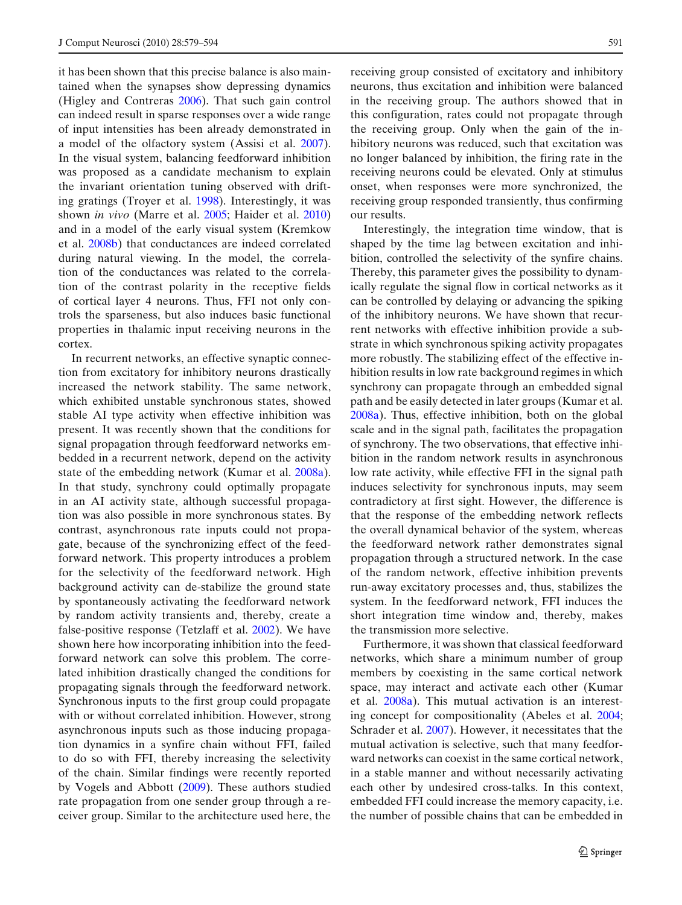it has been shown that this precise balance is also maintained when the synapses show depressing dynamics (Higley and Contreras 2006). That such gain control can indeed result in sparse responses over a wide range of input intensities has been already demonstrated in a model of the olfactory system (Assisi et al. 2007). In the visual system, balancing feedforward inhibition was proposed as a candidate mechanism to explain the invariant orientation tuning observed with drifting gratings (Troyer et al. 1998). Interestingly, it was shown *in vivo* (Marre et al. 2005; Haider et al. 2010) and in a model of the early visual system (Kremkow et al. 2008b) that conductances are indeed correlated during natural viewing. In the model, the correlation of the conductances was related to the correlation of the contrast polarity in the receptive fields of cortical layer 4 neurons. Thus, FFI not only controls the sparseness, but also induces basic functional properties in thalamic input receiving neurons in the cortex.

In recurrent networks, an effective synaptic connection from excitatory for inhibitory neurons drastically increased the network stability. The same network, which exhibited unstable synchronous states, showed stable AI type activity when effective inhibition was present. It was recently shown that the conditions for signal propagation through feedforward networks embedded in a recurrent network, depend on the activity state of the embedding network (Kumar et al. 2008a). In that study, synchrony could optimally propagate in an AI activity state, although successful propagation was also possible in more synchronous states. By contrast, asynchronous rate inputs could not propagate, because of the synchronizing effect of the feedforward network. This property introduces a problem for the selectivity of the feedforward network. High background activity can de-stabilize the ground state by spontaneously activating the feedforward network by random activity transients and, thereby, create a false-positive response (Tetzlaff et al. 2002). We have shown here how incorporating inhibition into the feedforward network can solve this problem. The correlated inhibition drastically changed the conditions for propagating signals through the feedforward network. Synchronous inputs to the first group could propagate with or without correlated inhibition. However, strong asynchronous inputs such as those inducing propagation dynamics in a synfire chain without FFI, failed to do so with FFI, thereby increasing the selectivity of the chain. Similar findings were recently reported by Vogels and Abbott (2009). These authors studied rate propagation from one sender group through a receiver group. Similar to the architecture used here, the receiving group consisted of excitatory and inhibitory neurons, thus excitation and inhibition were balanced in the receiving group. The authors showed that in this configuration, rates could not propagate through the receiving group. Only when the gain of the inhibitory neurons was reduced, such that excitation was no longer balanced by inhibition, the firing rate in the receiving neurons could be elevated. Only at stimulus onset, when responses were more synchronized, the receiving group responded transiently, thus confirming our results.

Interestingly, the integration time window, that is shaped by the time lag between excitation and inhibition, controlled the selectivity of the synfire chains. Thereby, this parameter gives the possibility to dynamically regulate the signal flow in cortical networks as it can be controlled by delaying or advancing the spiking of the inhibitory neurons. We have shown that recurrent networks with effective inhibition provide a substrate in which synchronous spiking activity propagates more robustly. The stabilizing effect of the effective inhibition results in low rate background regimes in which synchrony can propagate through an embedded signal path and be easily detected in later groups (Kumar et al. 2008a). Thus, effective inhibition, both on the global scale and in the signal path, facilitates the propagation of synchrony. The two observations, that effective inhibition in the random network results in asynchronous low rate activity, while effective FFI in the signal path induces selectivity for synchronous inputs, may seem contradictory at first sight. However, the difference is that the response of the embedding network reflects the overall dynamical behavior of the system, whereas the feedforward network rather demonstrates signal propagation through a structured network. In the case of the random network, effective inhibition prevents run-away excitatory processes and, thus, stabilizes the system. In the feedforward network, FFI induces the short integration time window and, thereby, makes the transmission more selective.

Furthermore, it was shown that classical feedforward networks, which share a minimum number of group members by coexisting in the same cortical network space, may interact and activate each other (Kumar et al. 2008a). This mutual activation is an interesting concept for compositionality (Abeles et al. 2004; Schrader et al. 2007). However, it necessitates that the mutual activation is selective, such that many feedforward networks can coexist in the same cortical network, in a stable manner and without necessarily activating each other by undesired cross-talks. In this context, embedded FFI could increase the memory capacity, i.e. the number of possible chains that can be embedded in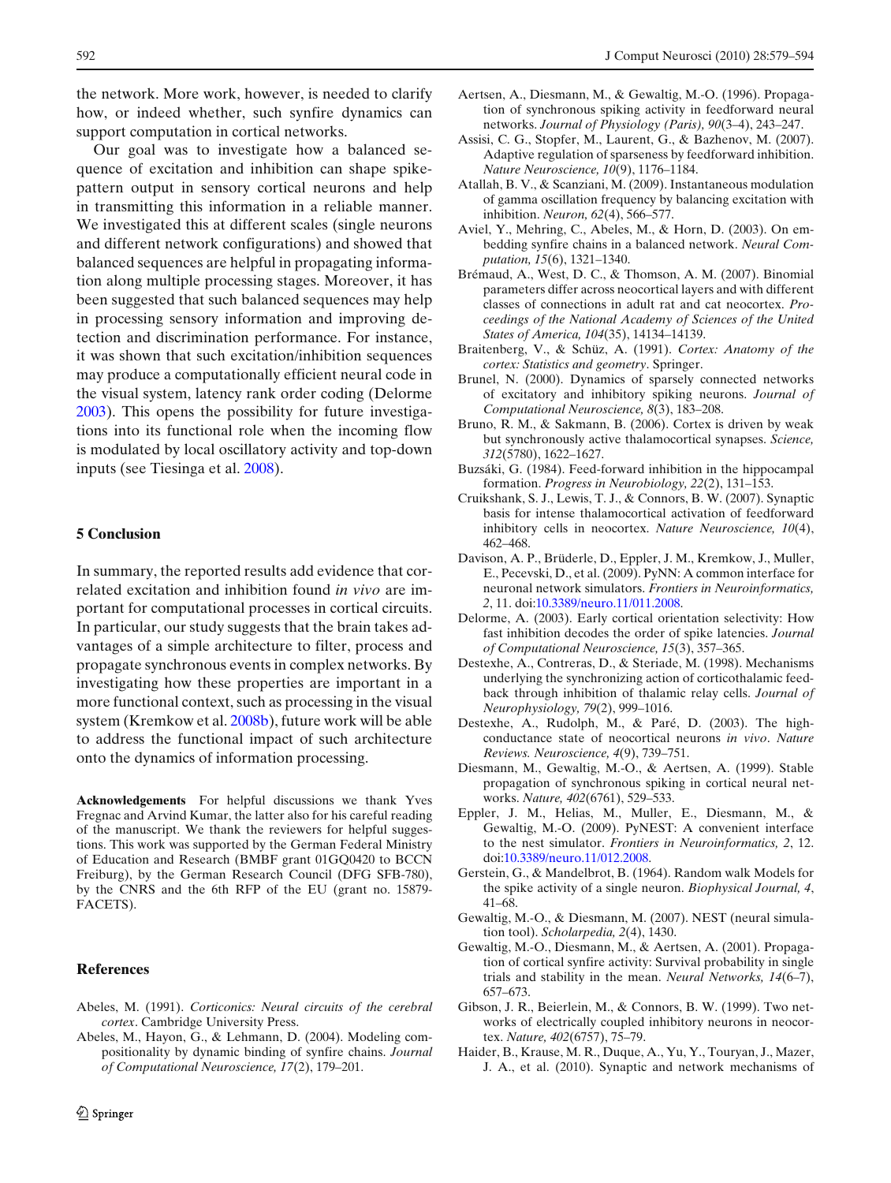the network. More work, however, is needed to clarify how, or indeed whether, such synfire dynamics can support computation in cortical networks.

Our goal was to investigate how a balanced sequence of excitation and inhibition can shape spike-pattern output in sensory cortical neurons and help in transmitting this information in a reliable manner. We investigated this at different scales (single neurons and different network configurations) and showed that balanced sequences are helpful in propagating information along multiple processing stages. Moreover, it has been suggested that such balanced sequences may help in processing sensory information and improving detection and discrimination performance. For instance, it was shown that such excitation/inhibition sequences may produce a computationally efficient neural code in the visual system, latency rank order coding (Delorme 2003). This opens the possibility for future investigations into its functional role when the incoming flow is modulated by local oscillatory activity and top-down inputs (see Tiesinga et al. 2008).

## 5 Conclusion

In summary, the reported results add evidence that correlated excitation and inhibition found *in vivo* are important for computational processes in cortical circuits. In particular, our study suggests that the brain takes advantages of a simple architecture to filter, process and propagate synchronous events in complex networks. By investigating how these properties are important in a more functional context, such as processing in the visual system (Kremkow et al. 2008b), future work will be able to address the functional impact of such architecture onto the dynamics of information processing.

**Acknowledgements** For helpful discussions we thank Yves Fregnac and Arvind Kumar, the latter also for his careful reading of the manuscript. We thank the reviewers for helpful suggestions. This work was supported by the German Federal Ministry of Education and Research (BMBF grant 01GQ0420 to BCCN Freiburg), by the German Research Council (DFG SFB-780), by the CNRS and the 6th RFP of the EU (grant no. 15879-FACETS).

## References

Abeles, M. (1991). *Corticonics: Neural circuits of the cerebral cortex*. Cambridge University Press.

Abeles, M., Hayon, G., & Lehmann, D. (2004). Modeling compositionality by dynamic binding of synfire chains. *Journal of Computational Neuroscience, 17*(2), 179–201.

Aertsen, A., Diesmann, M., & Gewaltig, M.-O. (1996). Propagation of synchronous spiking activity in feedforward neural networks. *Journal of Physiology (Paris), 90*(3–4), 243–247.

Assisi, C. G., Stopfer, M., Laurent, G., & Bazhenov, M. (2007). Adaptive regulation of sparseness by feedforward inhibition. *Nature Neuroscience, 10*(9), 1176–1184.

Atallah, B. V., & Scanziani, M. (2009). Instantaneous modulation of gamma oscillation frequency by balancing excitation with inhibition. *Neuron, 62*(4), 566–577.

Aviel, Y., Mehring, C., Abeles, M., & Horn, D. (2003). On embedding synfire chains in a balanced network. *Neural Computation, 15*(6), 1321–1340.

Brémaud, A., West, D. C., & Thomson, A. M. (2007). Binomial parameters differ across neocortical layers and with different classes of connections in adult rat and cat neocortex. *Proceedings of the National Academy of Sciences of the United States of America, 104*(35), 14134–14139.

Braitenberg, V., & Schüz, A. (1991). *Cortex: Anatomy of the cortex: Statistics and geometry*. Springer.

Brunel, N. (2000). Dynamics of sparsely connected networks of excitatory and inhibitory spiking neurons. *Journal of Computational Neuroscience, 8*(3), 183–208.

Bruno, R. M., & Sakmann, B. (2006). Cortex is driven by weak but synchronously active thalamocortical synapses. *Science, 312*(5780), 1622–1627.

Buzsáki, G. (1984). Feed-forward inhibition in the hippocampal formation. *Progress in Neurobiology, 22*(2), 131–153.

Cruikshank, S. J., Lewis, T. J., & Connors, B. W. (2007). Synaptic basis for intense thalamocortical activation of feedforward inhibitory cells in neocortex. *Nature Neuroscience, 10*(4), 462–468.

Davison, A. P., Brüderle, D., Eppler, J. M., Kremkow, J., Muller, E., Pecevski, D., et al. (2009). PyNN: A common interface for neuronal network simulators. *Frontiers in Neuroinformatics, 2*, 11. doi:10.3389/neuro.11/011.2008.

Delorme, A. (2003). Early cortical orientation selectivity: How fast inhibition decodes the order of spike latencies. *Journal of Computational Neuroscience, 15*(3), 357–365.

Destexhe, A., Contreras, D., & Steriade, M. (1998). Mechanisms underlying the synchronizing action of corticothalamic feedback through inhibition of thalamic relay cells. *Journal of Neurophysiology, 79*(2), 999–1016.

Destexhe, A., Rudolph, M., & Paré, D. (2003). The high-conductance state of neocortical neurons *in vivo*. *Nature Reviews. Neuroscience, 4*(9), 739–751.

Diesmann, M., Gewaltig, M.-O., & Aertsen, A. (1999). Stable propagation of synchronous spiking in cortical neural networks. *Nature, 402*(6761), 529–533.

Eppler, J. M., Helias, M., Muller, E., Diesmann, M., & Gewaltig, M.-O. (2009). PyNEST: A convenient interface to the nest simulator. *Frontiers in Neuroinformatics, 2*, 12. doi:10.3389/neuro.11/012.2008.

Gerstein, G., & Mandelbrot, B. (1964). Random walk Models for the spike activity of a single neuron. *Biophysical Journal, 4*, 41–68.

Gewaltig, M.-O., & Diesmann, M. (2007). NEST (neural simulation tool). *Scholarpedia, 2*(4), 1430.

Gewaltig, M.-O., Diesmann, M., & Aertsen, A. (2001). Propagation of cortical synfire activity: Survival probability in single trials and stability in the mean. *Neural Networks, 14*(6–7), 657–673.

Gibson, J. R., Beierlein, M., & Connors, B. W. (1999). Two networks of electrically coupled inhibitory neurons in neocortex. *Nature, 402*(6757), 75–79.

Haider, B., Krause, M. R., Duque, A., Yu, Y., Touryan, J., Mazer, J. A., et al. (2010). Synaptic and network mechanisms of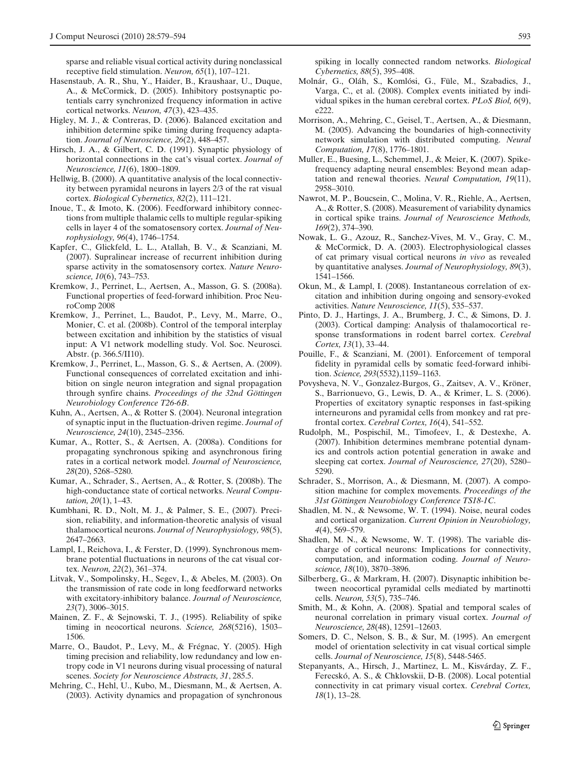sparse and reliable visual cortical activity during nonclassical receptive field stimulation. *Neuron, 65*(1), 107–121.

Hasenstaub, A. R., Shu, Y., Haider, B., Kraushaar, U., Duque, A., & McCormick, D. (2005). Inhibitory postsynaptic potentials carry synchronized frequency information in active cortical networks. *Neuron, 47*(3), 423–435.

Higley, M. J., & Contreras, D. (2006). Balanced excitation and inhibition determine spike timing during frequency adaptation. *Journal of Neuroscience, 26*(2), 448–457.

Hirsch, J. A., & Gilbert, C. D. (1991). Synaptic physiology of horizontal connections in the cat's visual cortex. *Journal of Neuroscience, 11*(6), 1800–1809.

Hellwig, B. (2000). A quantitative analysis of the local connectivity between pyramidal neurons in layers 2/3 of the rat visual cortex. *Biological Cybernetics, 82*(2), 111–121.

Inoue, T., & Imoto, K. (2006). Feedforward inhibitory connections from multiple thalamic cells to multiple regular-spiking cells in layer 4 of the somatosensory cortex. *Journal of Neurophysiology, 96*(4), 1746–1754.

Kapfer, C., Glickfeld, L. L., Atallah, B. V., & Scanziani, M. (2007). Supralinear increase of recurrent inhibition during sparse activity in the somatosensory cortex. *Nature Neuroscience, 10*(6), 743–753.

Kremkow, J., Perrinet, L., Aertsen, A., Masson, G. S. (2008a). Functional properties of feed-forward inhibition. Proc NeuroComp 2008

Kremkow, J., Perrinet, L., Baudot, P., Levy, M., Marre, O., Monier, C. et al. (2008b). Control of the temporal interplay between excitation and inhibition by the statistics of visual input: A V1 network modelling study. Vol. Soc. Neurosci. Abstr. (p. 366.5/II10).

Kremkow, J., Perrinet, L., Masson, G. S., & Aertsen, A. (2009). Functional consequences of correlated excitation and inhibition on single neuron integration and signal propagation through synfire chains. *Proceedings of the 32nd Göttingen Neurobiology Conference T26-6B*.

Kuhn, A., Aertsen, A., & Rotter S. (2004). Neuronal integration of synaptic input in the fluctuation-driven regime. *Journal of Neuroscience, 24*(10), 2345–2356.

Kumar, A., Rotter, S., & Aertsen, A. (2008a). Conditions for propagating synchronous spiking and asynchronous firing rates in a cortical network model. *Journal of Neuroscience, 28*(20), 5268–5280.

Kumar, A., Schrader, S., Aertsen, A., & Rotter, S. (2008b). The high-conductance state of cortical networks. *Neural Computation, 20*(1), 1–43.

Kumbhani, R. D., Nolt, M. J., & Palmer, S. E., (2007). Precision, reliability, and information-theoretic analysis of visual thalamocortical neurons. *Journal of Neurophysiology, 98*(5), 2647–2663.

Lampl, I., Reichova, I., & Ferster, D. (1999). Synchronous membrane potential fluctuations in neurons of the cat visual cortex. *Neuron, 22*(2), 361–374.

Litvak, V., Sompolinsky, H., Segev, I., & Abeles, M. (2003). On the transmission of rate code in long feedforward networks with excitatory-inhibitory balance. *Journal of Neuroscience, 23*(7), 3006–3015.

Mainen, Z. F., & Sejnowski, T. J., (1995). Reliability of spike timing in neocortical neurons. *Science, 268*(5216), 1503–1506.

Marre, O., Baudot, P., Levy, M., & Frégnac, Y. (2005). High timing precision and reliability, low redundancy and low entropy code in V1 neurons during visual processing of natural scenes. *Society for Neuroscience Abstracts, 31*, 285.5.

Mehring, C., Hehl, U., Kubo, M., Diesmann, M., & Aertsen, A. (2003). Activity dynamics and propagation of synchronous spiking in locally connected random networks. *Biological Cybernetics, 88*(5), 395–408.

Molnár, G., Oláh, S., Komlósi, G., Füle, M., Szabadics, J., Varga, C., et al. (2008). Complex events initiated by individual spikes in the human cerebral cortex. *PLoS Biol, 6*(9), e222.

Morrison, A., Mehring, C., Geisel, T., Aertsen, A., & Diesmann, M. (2005). Advancing the boundaries of high-connectivity network simulation with distributed computing. *Neural Computation, 17*(8), 1776–1801.

Muller, E., Buesing, L., Schemmel, J., & Meier, K. (2007). Spike-frequency adapting neural ensembles: Beyond mean adaptation and renewal theories. *Neural Computation, 19*(11), 2958–3010.

Nawrot, M. P., Boucsein, C., Molina, V. R., Riehle, A., Aertsen, A., & Rotter, S. (2008). Measurement of variability dynamics in cortical spike trains. *Journal of Neuroscience Methods, 169*(2), 374–390.

Nowak, L. G., Azouz, R., Sanchez-Vives, M. V., Gray, C. M., & McCormick, D. A. (2003). Electrophysiological classes of cat primary visual cortical neurons *in vivo* as revealed by quantitative analyses. *Journal of Neurophysiology, 89*(3), 1541–1566.

Okun, M., & Lampl, I. (2008). Instantaneous correlation of excitation and inhibition during ongoing and sensory-evoked activities. *Nature Neuroscience, 11*(5), 535–537.

Pinto, D. J., Hartings, J. A., Brumberg, J. C., & Simons, D. J. (2003). Cortical damping: Analysis of thalamocortical response transformations in rodent barrel cortex. *Cerebral Cortex, 13*(1), 33–44.

Pouille, F., & Scanziani, M. (2001). Enforcement of temporal fidelity in pyramidal cells by somatic feed-forward inhibition. *Science, 293*(5532),1159–1163.

Povysheva, N. V., Gonzalez-Burgos, G., Zaitsev, A. V., Kröner, S., Barrionuevo, G., Lewis, D. A., & Krimer, L. S. (2006). Properties of excitatory synaptic responses in fast-spiking interneurons and pyramidal cells from monkey and rat prefrontal cortex. *Cerebral Cortex, 16*(4), 541–552.

Rudolph, M., Pospischil, M., Timofeev, I., & Destexhe, A. (2007). Inhibition determines membrane potential dynamics and controls action potential generation in awake and sleeping cat cortex. *Journal of Neuroscience, 27*(20), 5280–5290.

Schrader, S., Morrison, A., & Diesmann, M. (2007). A composition machine for complex movements. *Proceedings of the 31st Göttingen Neurobiology Conference TS18-1C*.

Shadlen, M. N., & Newsome, W. T. (1994). Noise, neural codes and cortical organization. *Current Opinion in Neurobiology, 4*(4), 569–579.

Shadlen, M. N., & Newsome, W. T. (1998). The variable discharge of cortical neurons: Implications for connectivity, computation, and information coding. *Journal of Neuroscience, 18*(10), 3870–3896.

Silberberg, G., & Markram, H. (2007). Disynaptic inhibition between neocortical pyramidal cells mediated by martinotti cells. *Neuron, 53*(5), 735–746.

Smith, M., & Kohn, A. (2008). Spatial and temporal scales of neuronal correlation in primary visual cortex. *Journal of Neuroscience, 28*(48), 12591–12603.

Somers, D. C., Nelson, S. B., & Sur, M. (1995). An emergent model of orientation selectivity in cat visual cortical simple cells. *Journal of Neuroscience, 15*(8), 5448-5465.

Stepanyants, A., Hirsch, J., Martinez, L. M., Kisvárday, Z. F., Ferecskó, A. S., & Chklovskii, D-B. (2008). Local potential connectivity in cat primary visual cortex. *Cerebral Cortex, 18*(1), 13–28.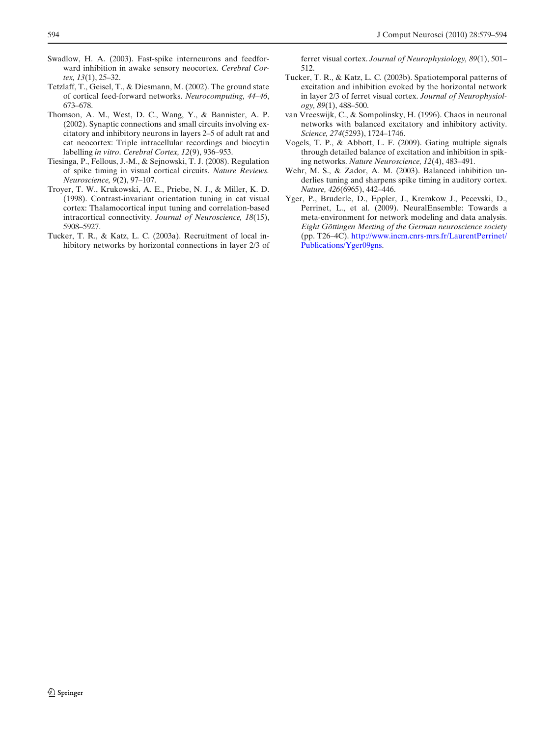Swadlow, H. A. (2003). Fast-spike interneurons and feedforward inhibition in awake sensory neocortex. *Cerebral Cortex, 13*(1), 25–32.

Tetzlaff, T., Geisel, T., & Diesmann, M. (2002). The ground state of cortical feed-forward networks. *Neurocomputing, 44–46*, 673–678.

Thomson, A. M., West, D. C., Wang, Y., & Bannister, A. P. (2002). Synaptic connections and small circuits involving excitatory and inhibitory neurons in layers 2–5 of adult rat and cat neocortex: Triple intracellular recordings and biocytin labelling *in vitro*. *Cerebral Cortex, 12*(9), 936–953.

Tiesinga, P., Fellous, J.-M., & Sejnowski, T. J. (2008). Regulation of spike timing in visual cortical circuits. *Nature Reviews. Neuroscience, 9*(2), 97–107.

Troyer, T. W., Krukowski, A. E., Priebe, N. J., & Miller, K. D. (1998). Contrast-invariant orientation tuning in cat visual cortex: Thalamocortical input tuning and correlation-based intracortical connectivity. *Journal of Neuroscience, 18*(15), 5908–5927.

Tucker, T. R., & Katz, L. C. (2003a). Recruitment of local inhibitory networks by horizontal connections in layer 2/3 of ferret visual cortex. *Journal of Neurophysiology, 89*(1), 501–512.

Tucker, T. R., & Katz, L. C. (2003b). Spatiotemporal patterns of excitation and inhibition evoked by the horizontal network in layer 2/3 of ferret visual cortex. *Journal of Neurophysiology, 89*(1), 488–500.

van Vreeswijk, C., & Sompolinsky, H. (1996). Chaos in neuronal networks with balanced excitatory and inhibitory activity. *Science, 274*(5293), 1724–1746.

Vogels, T. P., & Abbott, L. F. (2009). Gating multiple signals through detailed balance of excitation and inhibition in spiking networks. *Nature Neuroscience, 12*(4), 483–491.

Wehr, M. S., & Zador, A. M. (2003). Balanced inhibition underlies tuning and sharpens spike timing in auditory cortex. *Nature, 426*(6965), 442–446.

Yger, P., Bruderle, D., Eppler, J., Kremkow J., Pecevski, D., Perrinet, L., et al. (2009). NeuralEnsemble: Towards a meta-environment for network modeling and data analysis. *Eight Göttingen Meeting of the German neuroscience society* (pp. T26–4C). http://www.incm.cnrs-mrs.fr/LaurentPerrinet/Publications/Yger09gns.